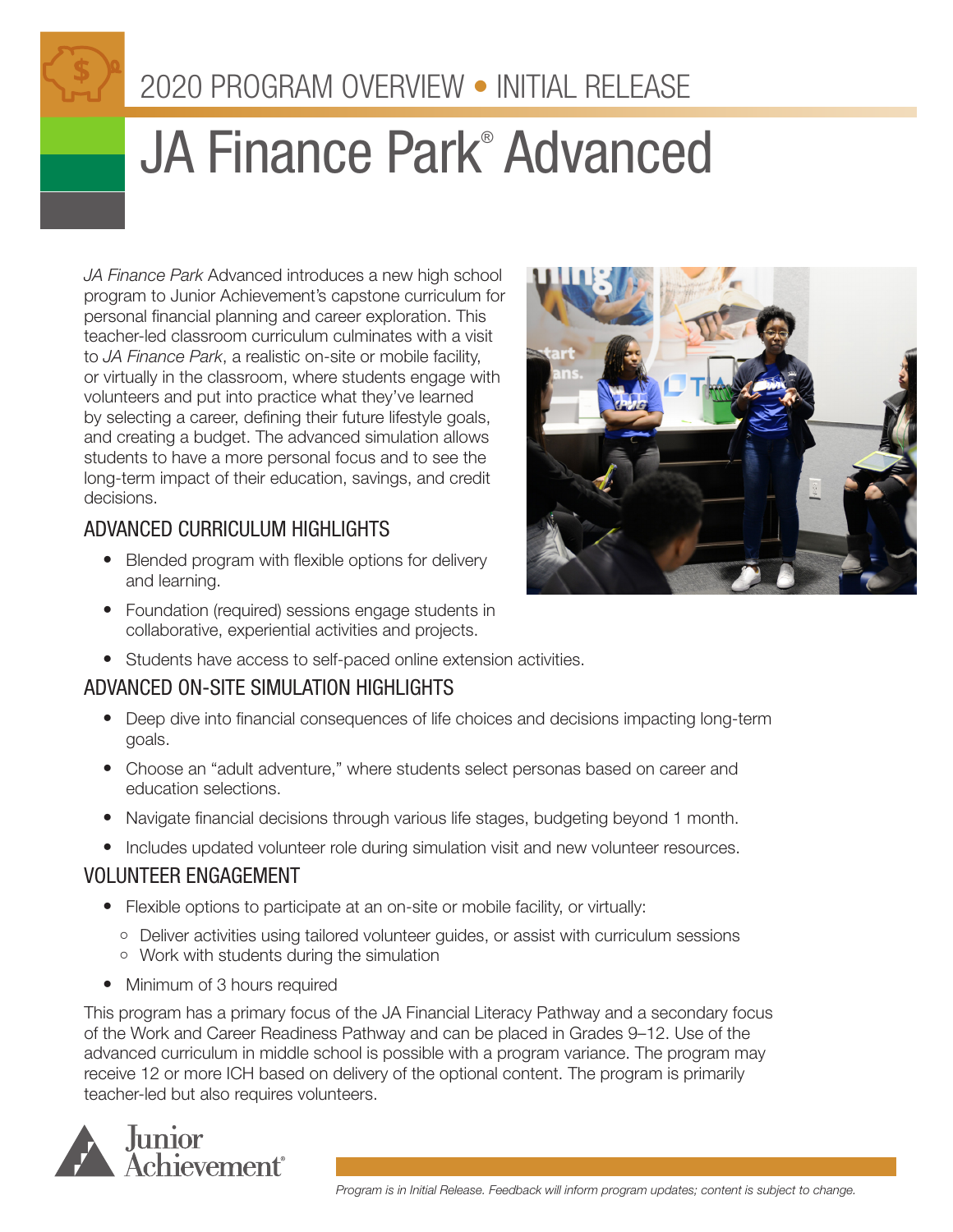2020 PROGRAM OVERVIEW • INITIAL RELEASE

# JA Finance Park® Advanced

*JA Finance Park* Advanced introduces a new high school program to Junior Achievement's capstone curriculum for personal financial planning and career exploration. This teacher-led classroom curriculum culminates with a visit to *JA Finance Park*, a realistic on-site or mobile facility, or virtually in the classroom, where students engage with volunteers and put into practice what they've learned by selecting a career, defining their future lifestyle goals, and creating a budget. The advanced simulation allows students to have a more personal focus and to see the long-term impact of their education, savings, and credit decisions.

## ADVANCED CURRICULUM HIGHLIGHTS

- Blended program with flexible options for delivery and learning.
- Foundation (required) sessions engage students in collaborative, experiential activities and projects.
- Students have access to self-paced online extension activities.

## ADVANCED ON-SITE SIMULATION HIGHLIGHTS

- Deep dive into financial consequences of life choices and decisions impacting long-term goals.
- Choose an "adult adventure," where students select personas based on career and education selections.
- Navigate financial decisions through various life stages, budgeting beyond 1 month.
- Includes updated volunteer role during simulation visit and new volunteer resources.

## VOLUNTEER ENGAGEMENT

- Flexible options to participate at an on-site or mobile facility, or virtually:
  - Deliver activities using tailored volunteer guides, or assist with curriculum sessions
  - Work with students during the simulation
- Minimum of 3 hours required

This program has a primary focus of the JA Financial Literacy Pathway and a secondary focus of the Work and Career Readiness Pathway and can be placed in Grades 9–12. Use of the advanced curriculum in middle school is possible with a program variance. The program may receive 12 or more ICH based on delivery of the optional content. The program is primarily teacher-led but also requires volunteers.

Junior Achievement®

*Program is in Initial Release. Feedback will inform program updates; content is subject to change.*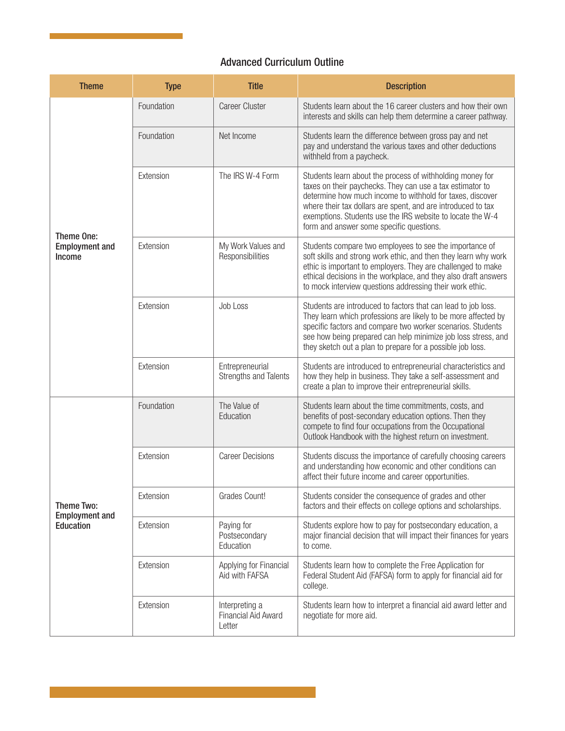## Advanced Curriculum Outline

| Theme | Type | Title | Description |
|---|---|---|---|
| **Theme One: Employment and Income** | Foundation | Career Cluster | Students learn about the 16 career clusters and how their own interests and skills can help them determine a career pathway. |
| | Foundation | Net Income | Students learn the difference between gross pay and net pay and understand the various taxes and other deductions withheld from a paycheck. |
| | Extension | The IRS W-4 Form | Students learn about the process of withholding money for taxes on their paychecks. They can use a tax estimator to determine how much income to withhold for taxes, discover where their tax dollars are spent, and are introduced to tax exemptions. Students use the IRS website to locate the W-4 form and answer some specific questions. |
| | Extension | My Work Values and Responsibilities | Students compare two employees to see the importance of soft skills and strong work ethic, and then they learn why work ethic is important to employers. They are challenged to make ethical decisions in the workplace, and they also draft answers to mock interview questions addressing their work ethic. |
| | Extension | Job Loss | Students are introduced to factors that can lead to job loss. They learn which professions are likely to be more affected by specific factors and compare two worker scenarios. Students see how being prepared can help minimize job loss stress, and they sketch out a plan to prepare for a possible job loss. |
| | Extension | Entrepreneurial Strengths and Talents | Students are introduced to entrepreneurial characteristics and how they help in business. They take a self-assessment and create a plan to improve their entrepreneurial skills. |
| **Theme Two: Employment and Education** | Foundation | The Value of Education | Students learn about the time commitments, costs, and benefits of post-secondary education options. Then they compete to find four occupations from the Occupational Outlook Handbook with the highest return on investment. |
| | Extension | Career Decisions | Students discuss the importance of carefully choosing careers and understanding how economic and other conditions can affect their future income and career opportunities. |
| | Extension | Grades Count! | Students consider the consequence of grades and other factors and their effects on college options and scholarships. |
| | Extension | Paying for Postsecondary Education | Students explore how to pay for postsecondary education, a major financial decision that will impact their finances for years to come. |
| | Extension | Applying for Financial Aid with FAFSA | Students learn how to complete the Free Application for Federal Student Aid (FAFSA) form to apply for financial aid for college. |
| | Extension | Interpreting a Financial Aid Award Letter | Students learn how to interpret a financial aid award letter and negotiate for more aid. |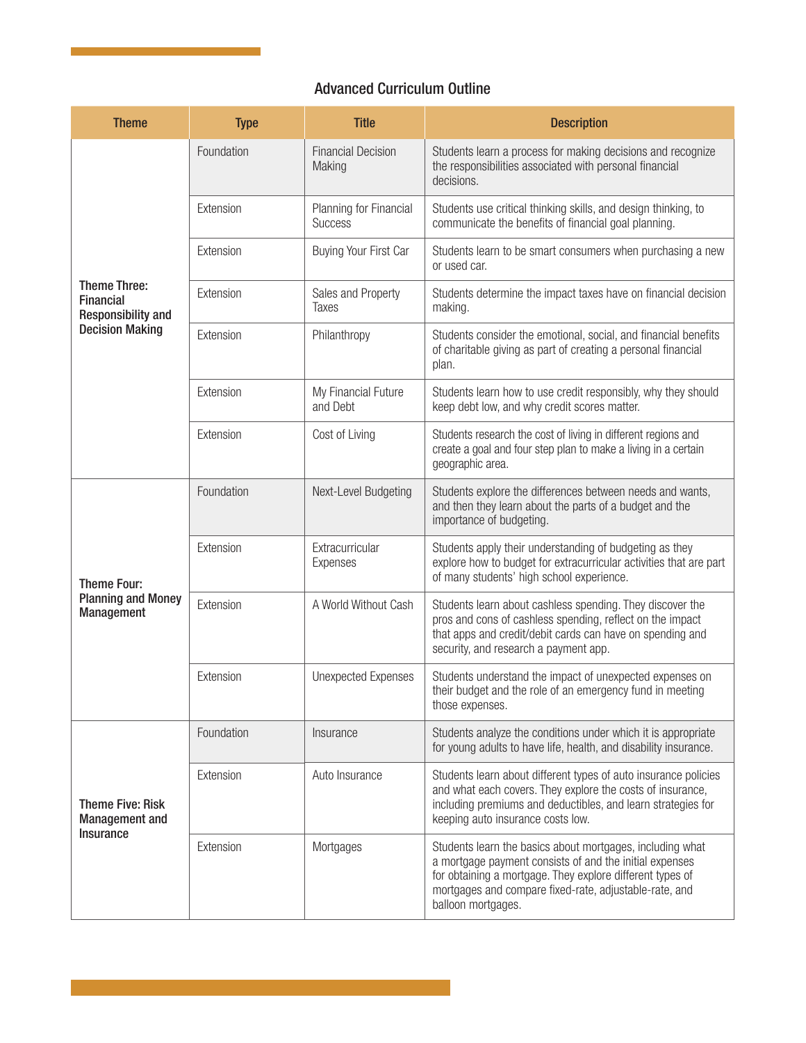## Advanced Curriculum Outline

| Theme | Type | Title | Description |
|---|---|---|---|
| **Theme Three: Financial Responsibility and Decision Making** | Foundation | Financial Decision Making | Students learn a process for making decisions and recognize the responsibilities associated with personal financial decisions. |
| | Extension | Planning for Financial Success | Students use critical thinking skills, and design thinking, to communicate the benefits of financial goal planning. |
| | Extension | Buying Your First Car | Students learn to be smart consumers when purchasing a new or used car. |
| | Extension | Sales and Property Taxes | Students determine the impact taxes have on financial decision making. |
| | Extension | Philanthropy | Students consider the emotional, social, and financial benefits of charitable giving as part of creating a personal financial plan. |
| | Extension | My Financial Future and Debt | Students learn how to use credit responsibly, why they should keep debt low, and why credit scores matter. |
| | Extension | Cost of Living | Students research the cost of living in different regions and create a goal and four step plan to make a living in a certain geographic area. |
| **Theme Four: Planning and Money Management** | Foundation | Next-Level Budgeting | Students explore the differences between needs and wants, and then they learn about the parts of a budget and the importance of budgeting. |
| | Extension | Extracurricular Expenses | Students apply their understanding of budgeting as they explore how to budget for extracurricular activities that are part of many students' high school experience. |
| | Extension | A World Without Cash | Students learn about cashless spending. They discover the pros and cons of cashless spending, reflect on the impact that apps and credit/debit cards can have on spending and security, and research a payment app. |
| | Extension | Unexpected Expenses | Students understand the impact of unexpected expenses on their budget and the role of an emergency fund in meeting those expenses. |
| **Theme Five: Risk Management and Insurance** | Foundation | Insurance | Students analyze the conditions under which it is appropriate for young adults to have life, health, and disability insurance. |
| | Extension | Auto Insurance | Students learn about different types of auto insurance policies and what each covers. They explore the costs of insurance, including premiums and deductibles, and learn strategies for keeping auto insurance costs low. |
| | Extension | Mortgages | Students learn the basics about mortgages, including what a mortgage payment consists of and the initial expenses for obtaining a mortgage. They explore different types of mortgages and compare fixed-rate, adjustable-rate, and balloon mortgages. |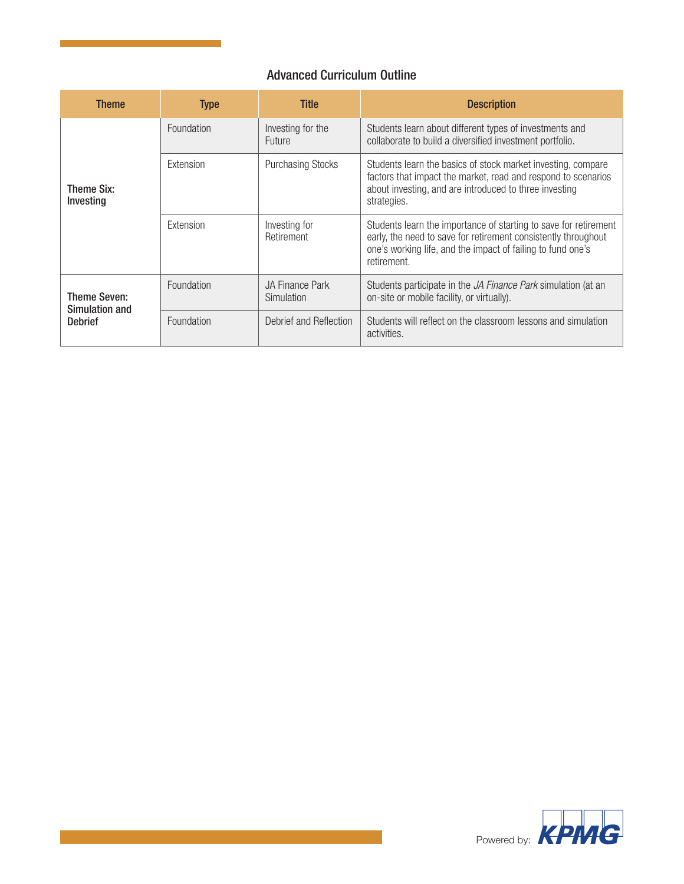## Advanced Curriculum Outline

| Theme | Type | Title | Description |
| --- | --- | --- | --- |
| **Theme Six: Investing** | Foundation | Investing for the Future | Students learn about different types of investments and collaborate to build a diversified investment portfolio. |
| | Extension | Purchasing Stocks | Students learn the basics of stock market investing, compare factors that impact the market, read and respond to scenarios about investing, and are introduced to three investing strategies. |
| | Extension | Investing for Retirement | Students learn the importance of starting to save for retirement early, the need to save for retirement consistently throughout one's working life, and the impact of failing to fund one's retirement. |
| **Theme Seven: Simulation and Debrief** | Foundation | JA Finance Park Simulation | Students participate in the *JA Finance Park* simulation (at an on-site or mobile facility, or virtually). |
| | Foundation | Debrief and Reflection | Students will reflect on the classroom lessons and simulation activities. |

Powered by: KPMG